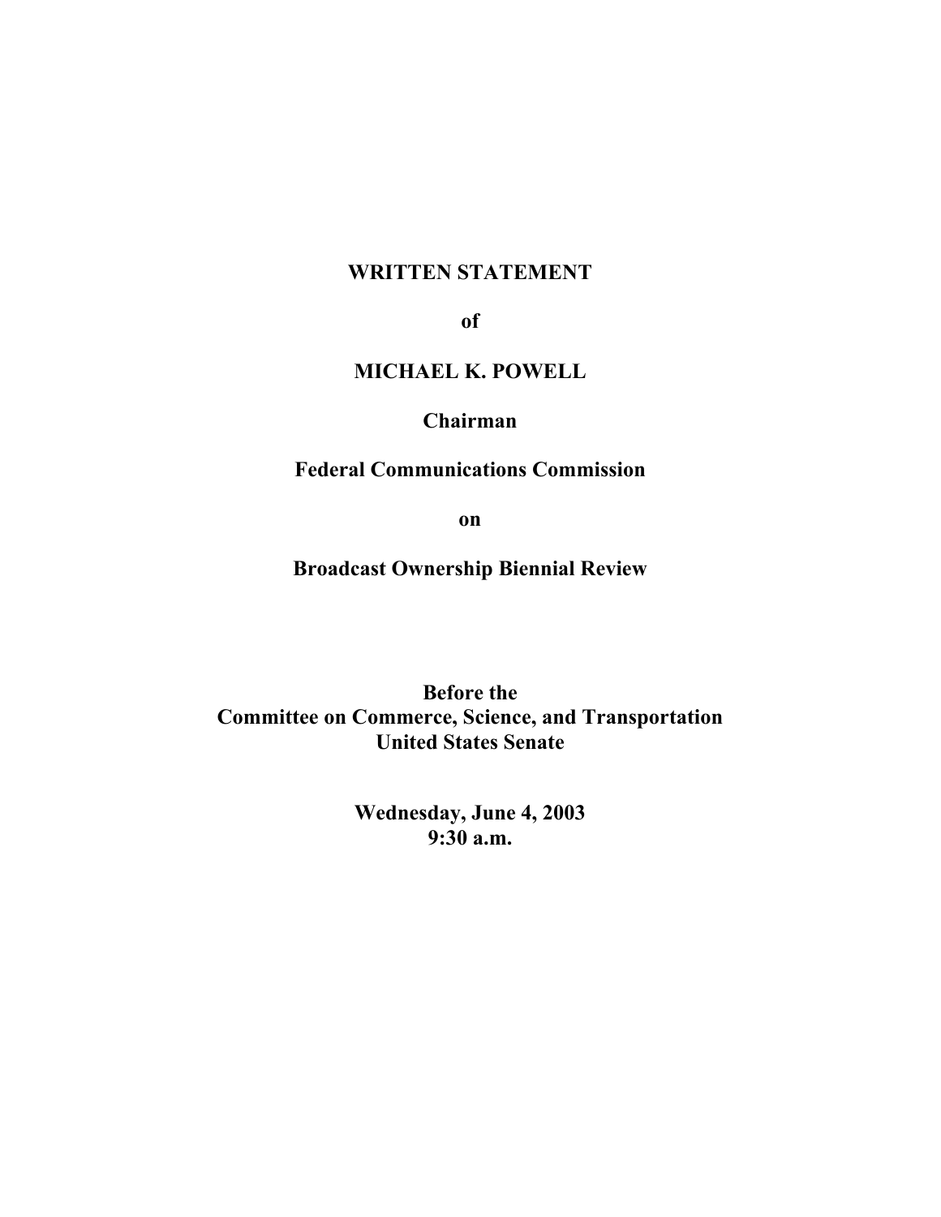**WRITTEN STATEMENT**

**of**

**MICHAEL K. POWELL**

**Chairman**

**Federal Communications Commission**

**on**

**Broadcast Ownership Biennial Review**

**Before the**
**Committee on Commerce, Science, and Transportation**
**United States Senate**

**Wednesday, June 4, 2003**
**9:30 a.m.**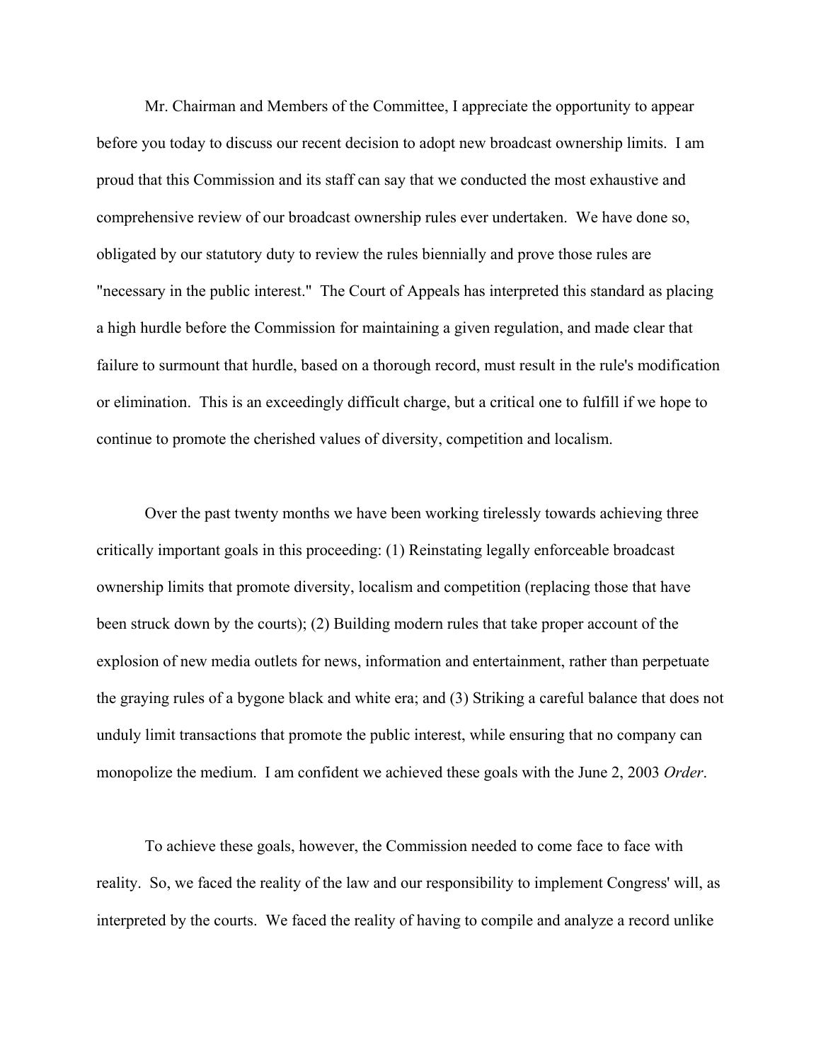Mr. Chairman and Members of the Committee, I appreciate the opportunity to appear before you today to discuss our recent decision to adopt new broadcast ownership limits. I am proud that this Commission and its staff can say that we conducted the most exhaustive and comprehensive review of our broadcast ownership rules ever undertaken. We have done so, obligated by our statutory duty to review the rules biennially and prove those rules are "necessary in the public interest." The Court of Appeals has interpreted this standard as placing a high hurdle before the Commission for maintaining a given regulation, and made clear that failure to surmount that hurdle, based on a thorough record, must result in the rule's modification or elimination. This is an exceedingly difficult charge, but a critical one to fulfill if we hope to continue to promote the cherished values of diversity, competition and localism.

Over the past twenty months we have been working tirelessly towards achieving three critically important goals in this proceeding: (1) Reinstating legally enforceable broadcast ownership limits that promote diversity, localism and competition (replacing those that have been struck down by the courts); (2) Building modern rules that take proper account of the explosion of new media outlets for news, information and entertainment, rather than perpetuate the graying rules of a bygone black and white era; and (3) Striking a careful balance that does not unduly limit transactions that promote the public interest, while ensuring that no company can monopolize the medium. I am confident we achieved these goals with the June 2, 2003 *Order*.

To achieve these goals, however, the Commission needed to come face to face with reality. So, we faced the reality of the law and our responsibility to implement Congress' will, as interpreted by the courts. We faced the reality of having to compile and analyze a record unlike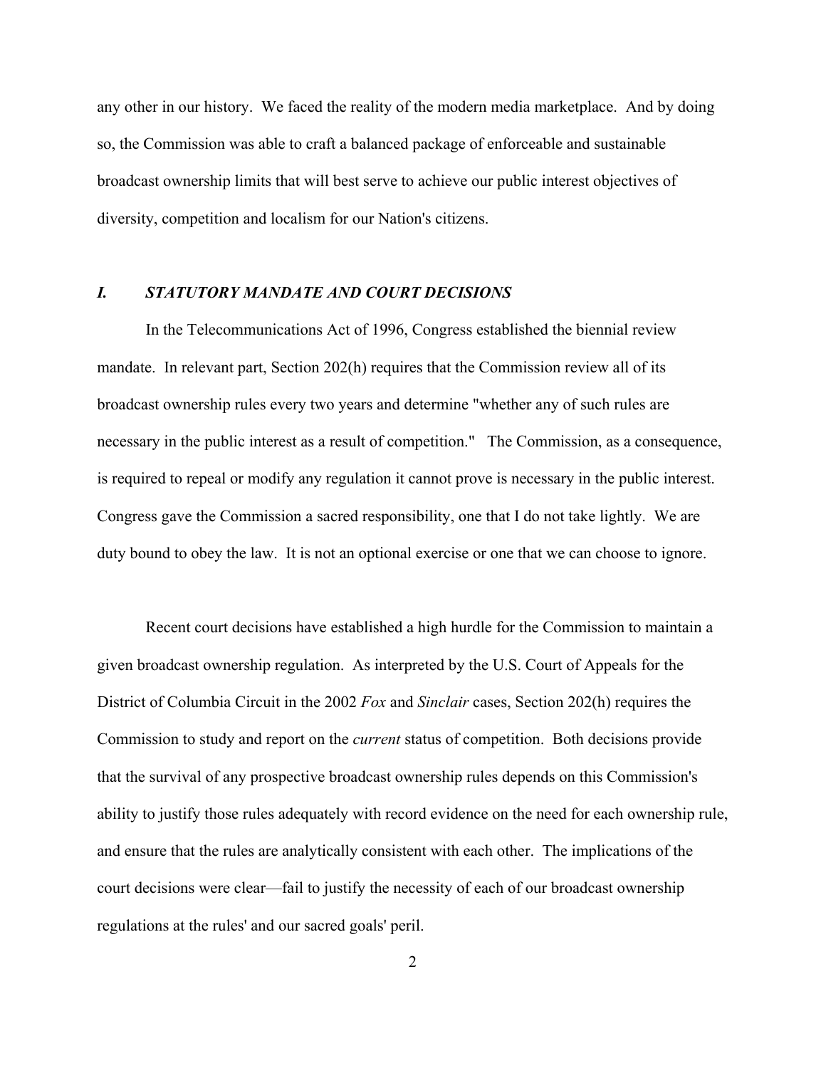any other in our history. We faced the reality of the modern media marketplace. And by doing so, the Commission was able to craft a balanced package of enforceable and sustainable broadcast ownership limits that will best serve to achieve our public interest objectives of diversity, competition and localism for our Nation's citizens.

## *I. STATUTORY MANDATE AND COURT DECISIONS*

In the Telecommunications Act of 1996, Congress established the biennial review mandate. In relevant part, Section 202(h) requires that the Commission review all of its broadcast ownership rules every two years and determine "whether any of such rules are necessary in the public interest as a result of competition." The Commission, as a consequence, is required to repeal or modify any regulation it cannot prove is necessary in the public interest. Congress gave the Commission a sacred responsibility, one that I do not take lightly. We are duty bound to obey the law. It is not an optional exercise or one that we can choose to ignore.

Recent court decisions have established a high hurdle for the Commission to maintain a given broadcast ownership regulation. As interpreted by the U.S. Court of Appeals for the District of Columbia Circuit in the 2002 *Fox* and *Sinclair* cases, Section 202(h) requires the Commission to study and report on the *current* status of competition. Both decisions provide that the survival of any prospective broadcast ownership rules depends on this Commission's ability to justify those rules adequately with record evidence on the need for each ownership rule, and ensure that the rules are analytically consistent with each other. The implications of the court decisions were clear—fail to justify the necessity of each of our broadcast ownership regulations at the rules' and our sacred goals' peril.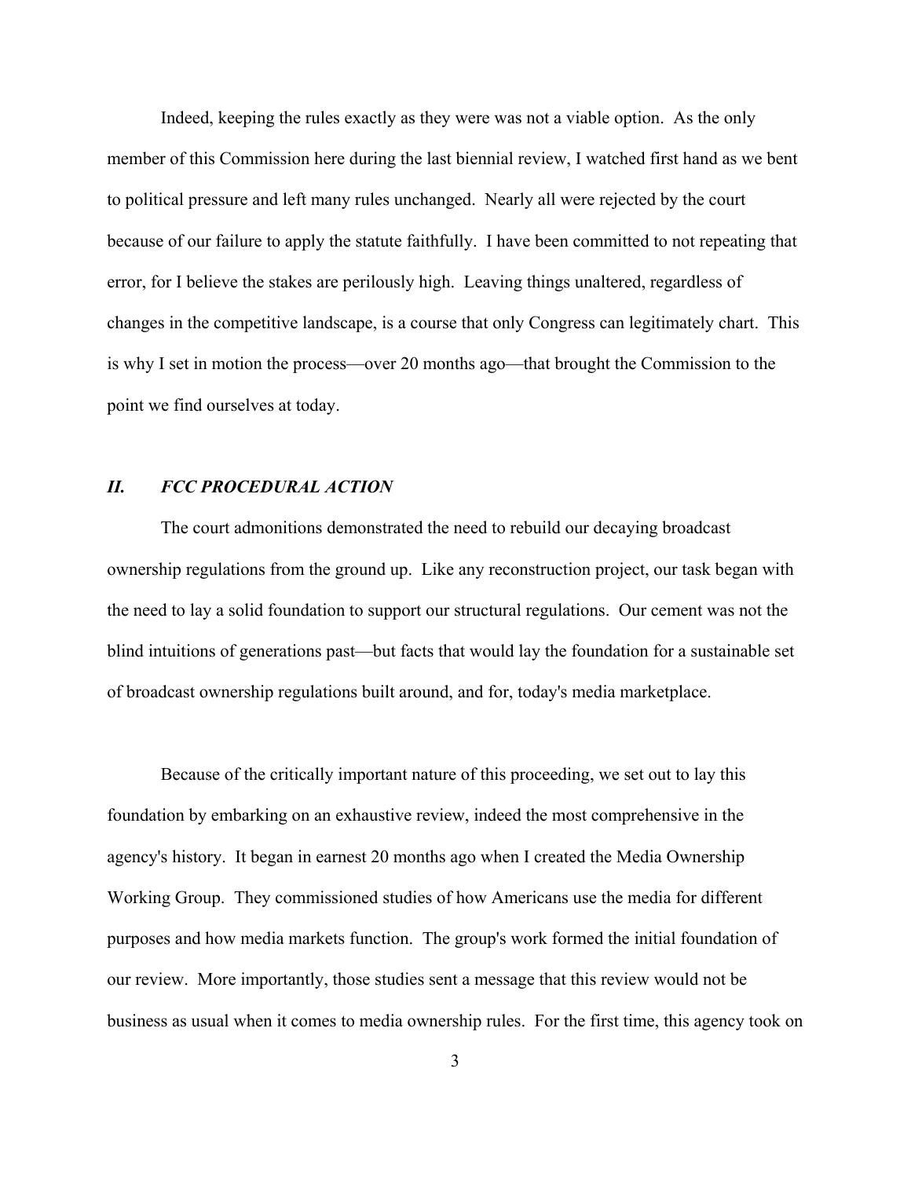Indeed, keeping the rules exactly as they were was not a viable option. As the only member of this Commission here during the last biennial review, I watched first hand as we bent to political pressure and left many rules unchanged. Nearly all were rejected by the court because of our failure to apply the statute faithfully. I have been committed to not repeating that error, for I believe the stakes are perilously high. Leaving things unaltered, regardless of changes in the competitive landscape, is a course that only Congress can legitimately chart. This is why I set in motion the process—over 20 months ago—that brought the Commission to the point we find ourselves at today.

## *II. FCC PROCEDURAL ACTION*

The court admonitions demonstrated the need to rebuild our decaying broadcast ownership regulations from the ground up. Like any reconstruction project, our task began with the need to lay a solid foundation to support our structural regulations. Our cement was not the blind intuitions of generations past—but facts that would lay the foundation for a sustainable set of broadcast ownership regulations built around, and for, today's media marketplace.

Because of the critically important nature of this proceeding, we set out to lay this foundation by embarking on an exhaustive review, indeed the most comprehensive in the agency's history. It began in earnest 20 months ago when I created the Media Ownership Working Group. They commissioned studies of how Americans use the media for different purposes and how media markets function. The group's work formed the initial foundation of our review. More importantly, those studies sent a message that this review would not be business as usual when it comes to media ownership rules. For the first time, this agency took on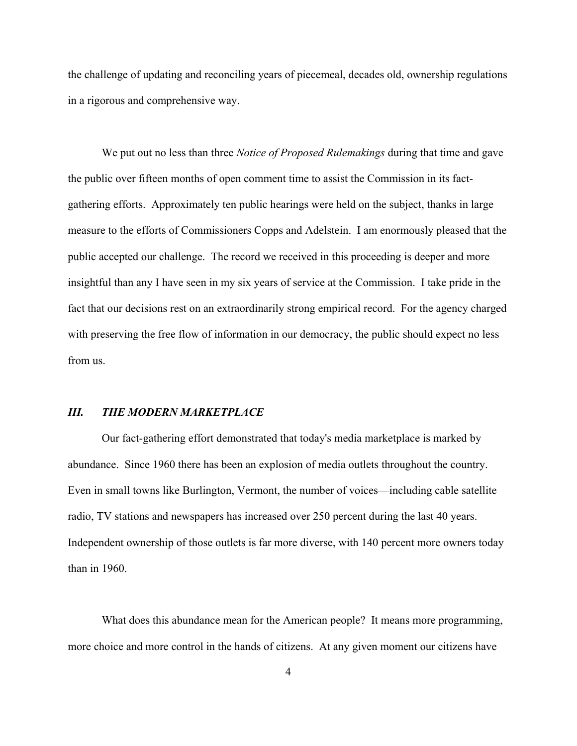the challenge of updating and reconciling years of piecemeal, decades old, ownership regulations in a rigorous and comprehensive way.

We put out no less than three *Notice of Proposed Rulemakings* during that time and gave the public over fifteen months of open comment time to assist the Commission in its fact-gathering efforts. Approximately ten public hearings were held on the subject, thanks in large measure to the efforts of Commissioners Copps and Adelstein. I am enormously pleased that the public accepted our challenge. The record we received in this proceeding is deeper and more insightful than any I have seen in my six years of service at the Commission. I take pride in the fact that our decisions rest on an extraordinarily strong empirical record. For the agency charged with preserving the free flow of information in our democracy, the public should expect no less from us.

## *III. THE MODERN MARKETPLACE*

Our fact-gathering effort demonstrated that today's media marketplace is marked by abundance. Since 1960 there has been an explosion of media outlets throughout the country. Even in small towns like Burlington, Vermont, the number of voices—including cable satellite radio, TV stations and newspapers has increased over 250 percent during the last 40 years. Independent ownership of those outlets is far more diverse, with 140 percent more owners today than in 1960.

What does this abundance mean for the American people? It means more programming, more choice and more control in the hands of citizens. At any given moment our citizens have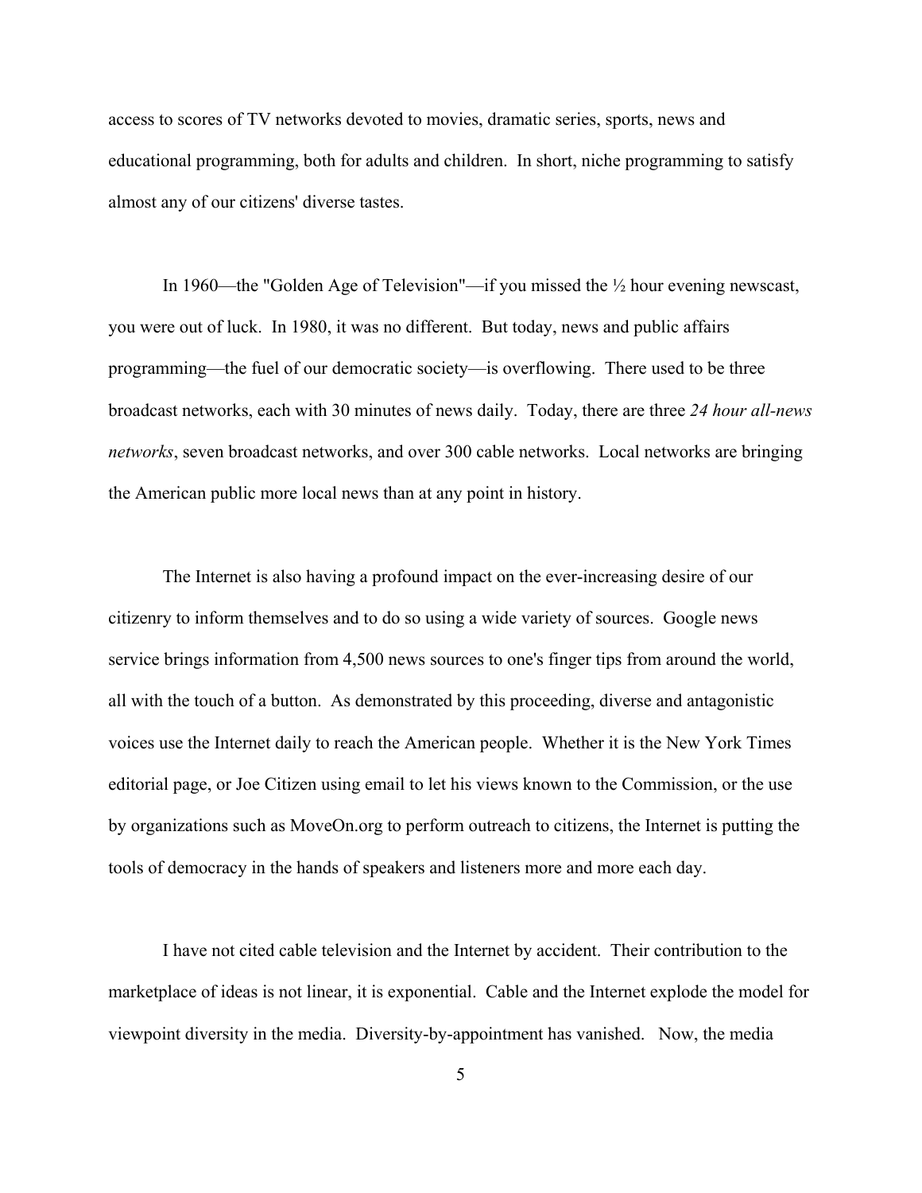access to scores of TV networks devoted to movies, dramatic series, sports, news and educational programming, both for adults and children. In short, niche programming to satisfy almost any of our citizens' diverse tastes.

In 1960—the "Golden Age of Television"—if you missed the ½ hour evening newscast, you were out of luck. In 1980, it was no different. But today, news and public affairs programming—the fuel of our democratic society—is overflowing. There used to be three broadcast networks, each with 30 minutes of news daily. Today, there are three *24 hour all-news networks*, seven broadcast networks, and over 300 cable networks. Local networks are bringing the American public more local news than at any point in history.

The Internet is also having a profound impact on the ever-increasing desire of our citizenry to inform themselves and to do so using a wide variety of sources. Google news service brings information from 4,500 news sources to one's finger tips from around the world, all with the touch of a button. As demonstrated by this proceeding, diverse and antagonistic voices use the Internet daily to reach the American people. Whether it is the New York Times editorial page, or Joe Citizen using email to let his views known to the Commission, or the use by organizations such as MoveOn.org to perform outreach to citizens, the Internet is putting the tools of democracy in the hands of speakers and listeners more and more each day.

I have not cited cable television and the Internet by accident. Their contribution to the marketplace of ideas is not linear, it is exponential. Cable and the Internet explode the model for viewpoint diversity in the media. Diversity-by-appointment has vanished. Now, the media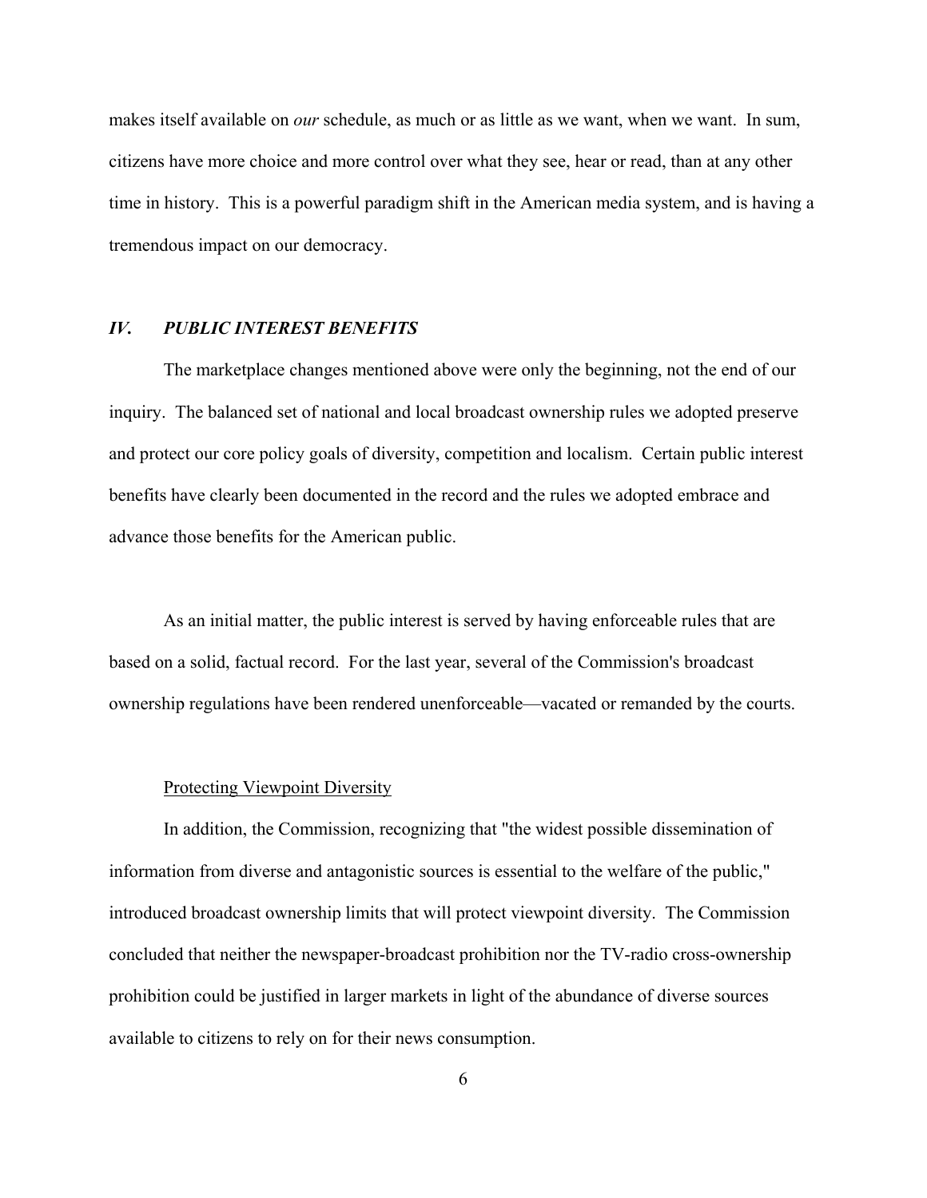makes itself available on *our* schedule, as much or as little as we want, when we want. In sum, citizens have more choice and more control over what they see, hear or read, than at any other time in history. This is a powerful paradigm shift in the American media system, and is having a tremendous impact on our democracy.

## *IV. PUBLIC INTEREST BENEFITS*

The marketplace changes mentioned above were only the beginning, not the end of our inquiry. The balanced set of national and local broadcast ownership rules we adopted preserve and protect our core policy goals of diversity, competition and localism. Certain public interest benefits have clearly been documented in the record and the rules we adopted embrace and advance those benefits for the American public.

As an initial matter, the public interest is served by having enforceable rules that are based on a solid, factual record. For the last year, several of the Commission's broadcast ownership regulations have been rendered unenforceable—vacated or remanded by the courts.

### Protecting Viewpoint Diversity

In addition, the Commission, recognizing that "the widest possible dissemination of information from diverse and antagonistic sources is essential to the welfare of the public," introduced broadcast ownership limits that will protect viewpoint diversity. The Commission concluded that neither the newspaper-broadcast prohibition nor the TV-radio cross-ownership prohibition could be justified in larger markets in light of the abundance of diverse sources available to citizens to rely on for their news consumption.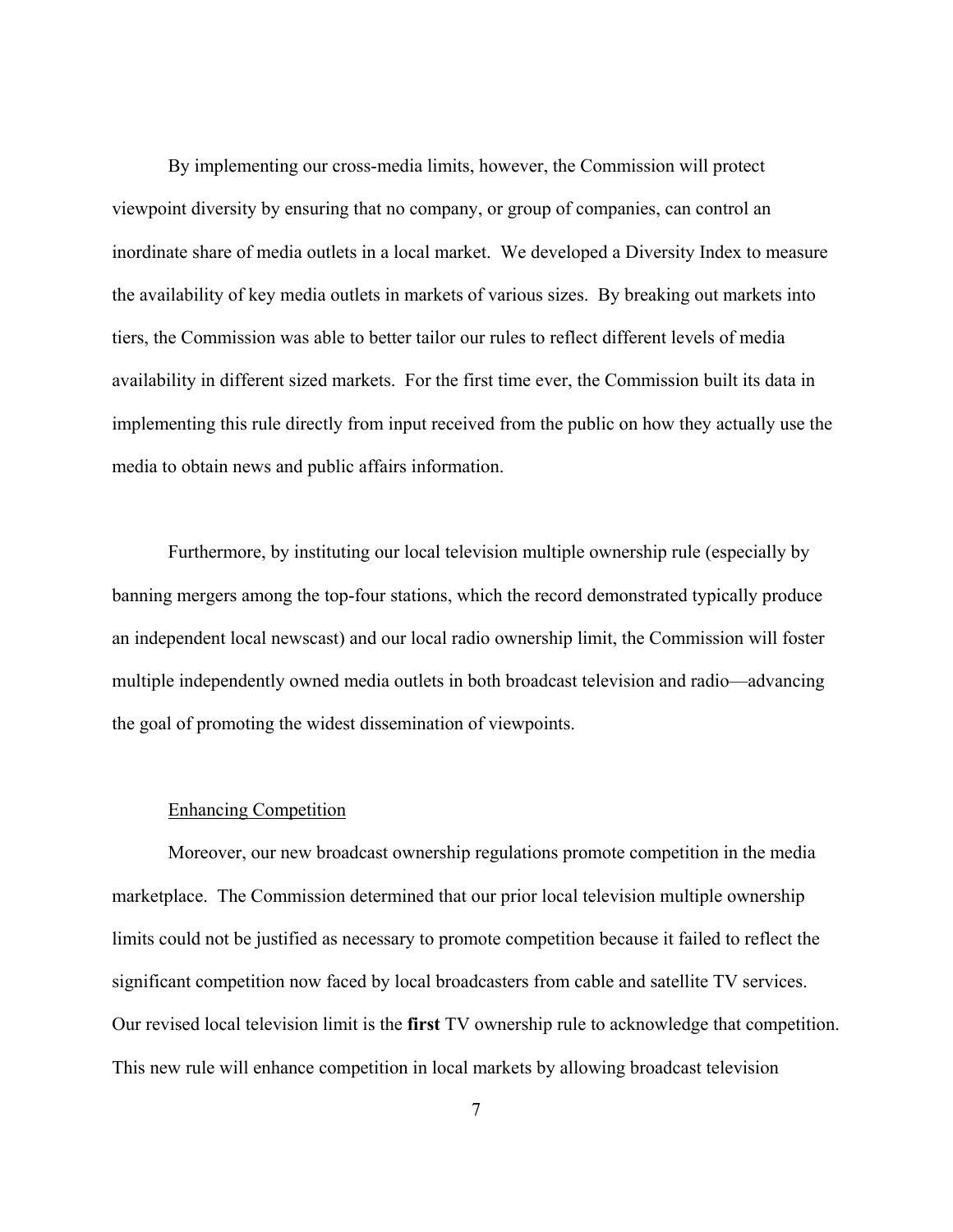By implementing our cross-media limits, however, the Commission will protect viewpoint diversity by ensuring that no company, or group of companies, can control an inordinate share of media outlets in a local market. We developed a Diversity Index to measure the availability of key media outlets in markets of various sizes. By breaking out markets into tiers, the Commission was able to better tailor our rules to reflect different levels of media availability in different sized markets. For the first time ever, the Commission built its data in implementing this rule directly from input received from the public on how they actually use the media to obtain news and public affairs information.

Furthermore, by instituting our local television multiple ownership rule (especially by banning mergers among the top-four stations, which the record demonstrated typically produce an independent local newscast) and our local radio ownership limit, the Commission will foster multiple independently owned media outlets in both broadcast television and radio—advancing the goal of promoting the widest dissemination of viewpoints.

<u>Enhancing Competition</u>

Moreover, our new broadcast ownership regulations promote competition in the media marketplace. The Commission determined that our prior local television multiple ownership limits could not be justified as necessary to promote competition because it failed to reflect the significant competition now faced by local broadcasters from cable and satellite TV services. Our revised local television limit is the **first** TV ownership rule to acknowledge that competition. This new rule will enhance competition in local markets by allowing broadcast television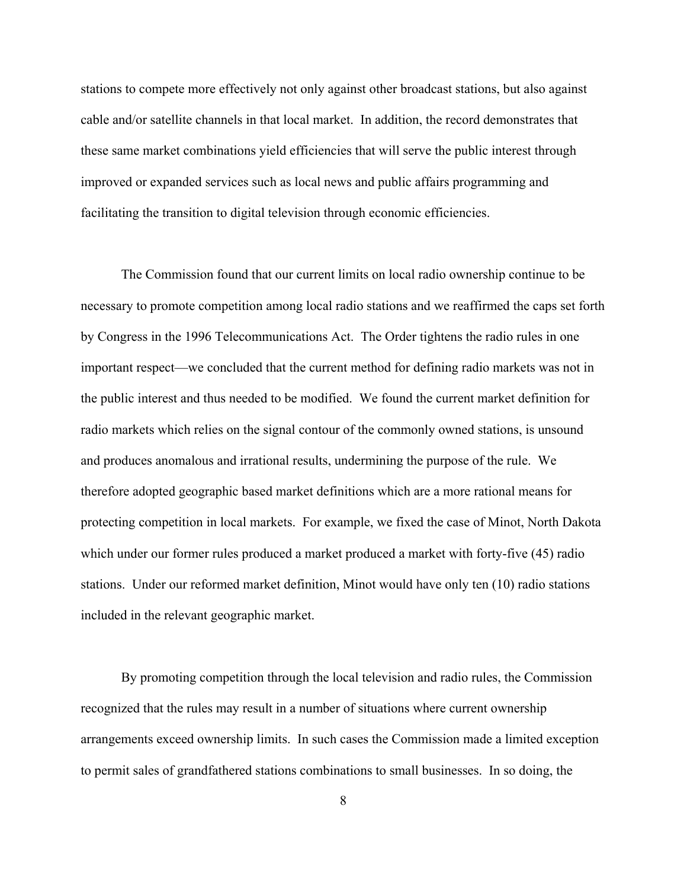stations to compete more effectively not only against other broadcast stations, but also against cable and/or satellite channels in that local market. In addition, the record demonstrates that these same market combinations yield efficiencies that will serve the public interest through improved or expanded services such as local news and public affairs programming and facilitating the transition to digital television through economic efficiencies.

The Commission found that our current limits on local radio ownership continue to be necessary to promote competition among local radio stations and we reaffirmed the caps set forth by Congress in the 1996 Telecommunications Act. The Order tightens the radio rules in one important respect—we concluded that the current method for defining radio markets was not in the public interest and thus needed to be modified. We found the current market definition for radio markets which relies on the signal contour of the commonly owned stations, is unsound and produces anomalous and irrational results, undermining the purpose of the rule. We therefore adopted geographic based market definitions which are a more rational means for protecting competition in local markets. For example, we fixed the case of Minot, North Dakota which under our former rules produced a market produced a market with forty-five (45) radio stations. Under our reformed market definition, Minot would have only ten (10) radio stations included in the relevant geographic market.

By promoting competition through the local television and radio rules, the Commission recognized that the rules may result in a number of situations where current ownership arrangements exceed ownership limits. In such cases the Commission made a limited exception to permit sales of grandfathered stations combinations to small businesses. In so doing, the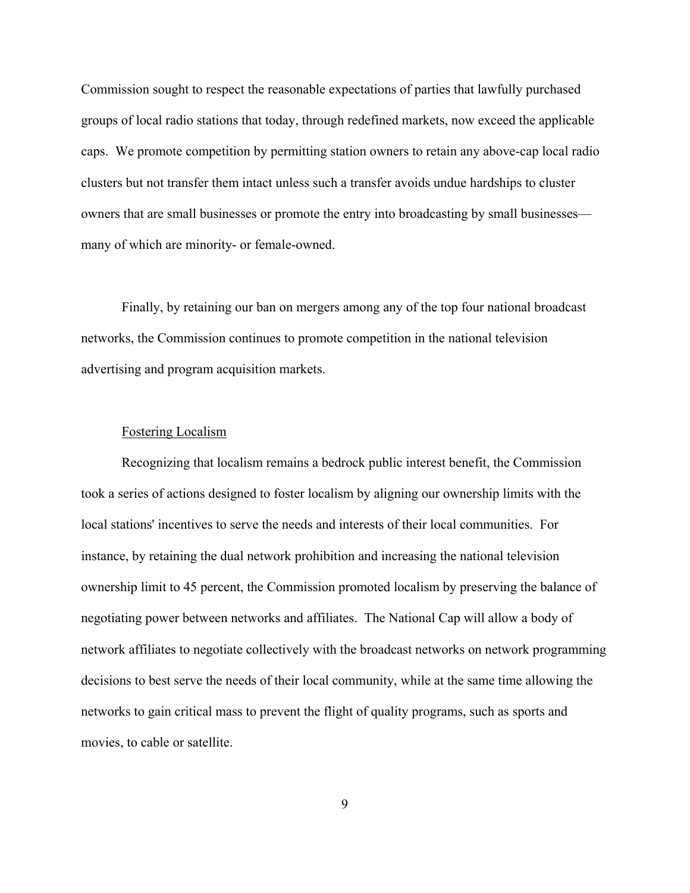Commission sought to respect the reasonable expectations of parties that lawfully purchased groups of local radio stations that today, through redefined markets, now exceed the applicable caps. We promote competition by permitting station owners to retain any above-cap local radio clusters but not transfer them intact unless such a transfer avoids undue hardships to cluster owners that are small businesses or promote the entry into broadcasting by small businesses—many of which are minority- or female-owned.

Finally, by retaining our ban on mergers among any of the top four national broadcast networks, the Commission continues to promote competition in the national television advertising and program acquisition markets.

Fostering Localism

Recognizing that localism remains a bedrock public interest benefit, the Commission took a series of actions designed to foster localism by aligning our ownership limits with the local stations' incentives to serve the needs and interests of their local communities. For instance, by retaining the dual network prohibition and increasing the national television ownership limit to 45 percent, the Commission promoted localism by preserving the balance of negotiating power between networks and affiliates. The National Cap will allow a body of network affiliates to negotiate collectively with the broadcast networks on network programming decisions to best serve the needs of their local community, while at the same time allowing the networks to gain critical mass to prevent the flight of quality programs, such as sports and movies, to cable or satellite.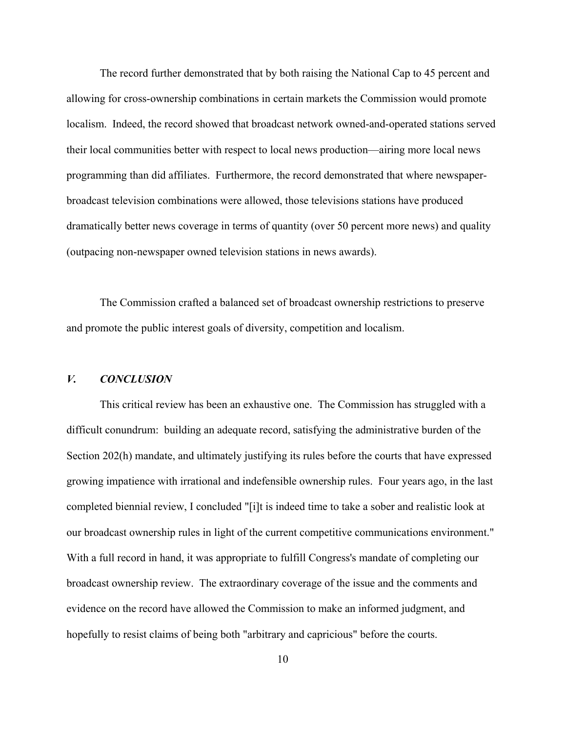The record further demonstrated that by both raising the National Cap to 45 percent and allowing for cross-ownership combinations in certain markets the Commission would promote localism. Indeed, the record showed that broadcast network owned-and-operated stations served their local communities better with respect to local news production—airing more local news programming than did affiliates. Furthermore, the record demonstrated that where newspaper-broadcast television combinations were allowed, those televisions stations have produced dramatically better news coverage in terms of quantity (over 50 percent more news) and quality (outpacing non-newspaper owned television stations in news awards).

The Commission crafted a balanced set of broadcast ownership restrictions to preserve and promote the public interest goals of diversity, competition and localism.

## *V. CONCLUSION*

This critical review has been an exhaustive one. The Commission has struggled with a difficult conundrum: building an adequate record, satisfying the administrative burden of the Section 202(h) mandate, and ultimately justifying its rules before the courts that have expressed growing impatience with irrational and indefensible ownership rules. Four years ago, in the last completed biennial review, I concluded "[i]t is indeed time to take a sober and realistic look at our broadcast ownership rules in light of the current competitive communications environment." With a full record in hand, it was appropriate to fulfill Congress's mandate of completing our broadcast ownership review. The extraordinary coverage of the issue and the comments and evidence on the record have allowed the Commission to make an informed judgment, and hopefully to resist claims of being both "arbitrary and capricious" before the courts.